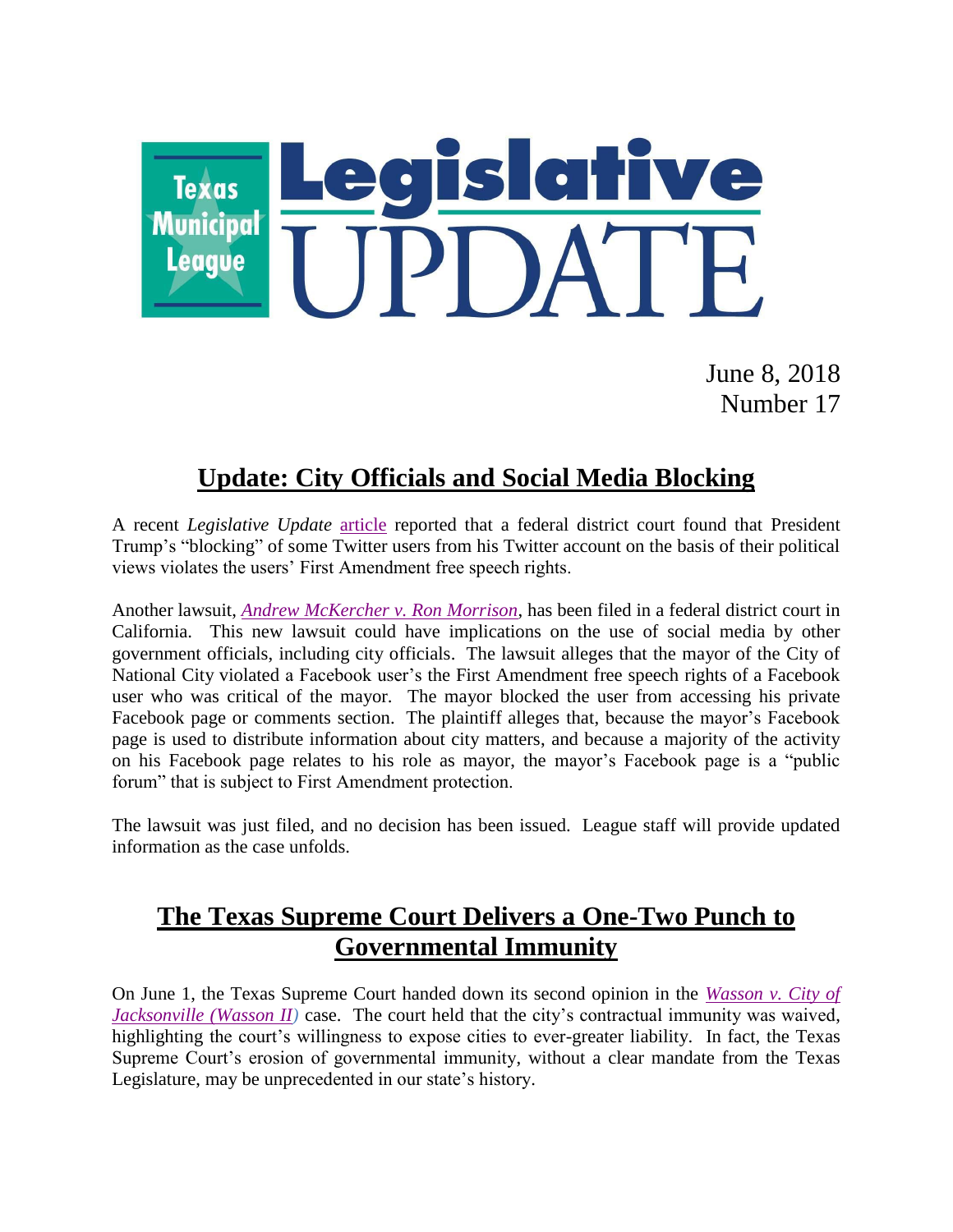# Texas Municipal League Legislative UPDATE

June 8, 2018
Number 17

## Update: City Officials and Social Media Blocking

A recent *Legislative Update* article reported that a federal district court found that President Trump's "blocking" of some Twitter users from his Twitter account on the basis of their political views violates the users' First Amendment free speech rights.

Another lawsuit, *Andrew McKercher v. Ron Morrison*, has been filed in a federal district court in California. This new lawsuit could have implications on the use of social media by other government officials, including city officials. The lawsuit alleges that the mayor of the City of National City violated a Facebook user's the First Amendment free speech rights of a Facebook user who was critical of the mayor. The mayor blocked the user from accessing his private Facebook page or comments section. The plaintiff alleges that, because the mayor's Facebook page is used to distribute information about city matters, and because a majority of the activity on his Facebook page relates to his role as mayor, the mayor's Facebook page is a "public forum" that is subject to First Amendment protection.

The lawsuit was just filed, and no decision has been issued. League staff will provide updated information as the case unfolds.

## The Texas Supreme Court Delivers a One-Two Punch to Governmental Immunity

On June 1, the Texas Supreme Court handed down its second opinion in the *Wasson v. City of Jacksonville (Wasson II)* case. The court held that the city's contractual immunity was waived, highlighting the court's willingness to expose cities to ever-greater liability. In fact, the Texas Supreme Court's erosion of governmental immunity, without a clear mandate from the Texas Legislature, may be unprecedented in our state's history.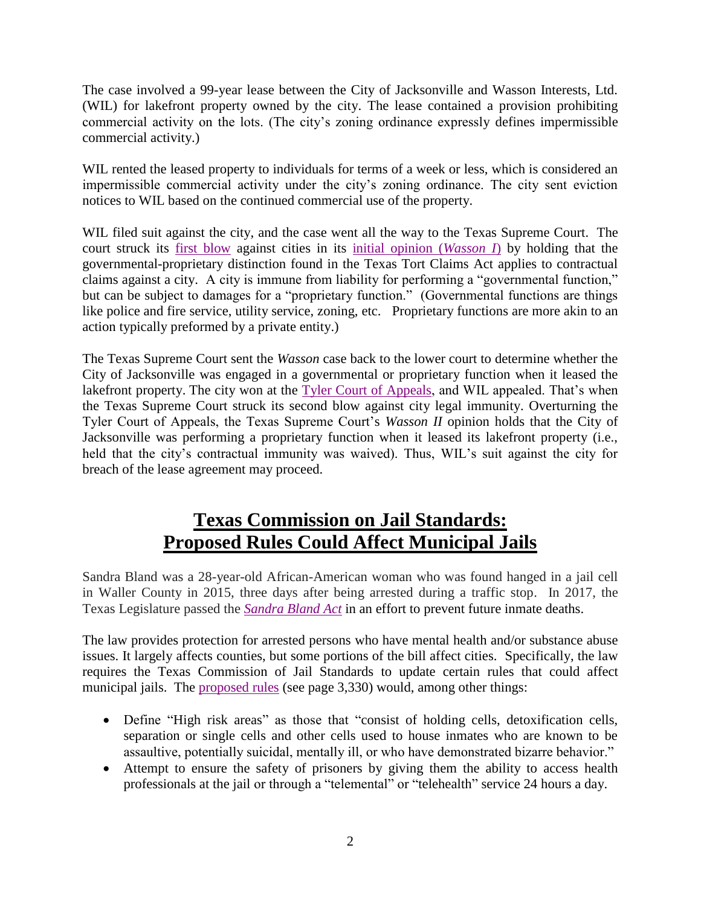The case involved a 99-year lease between the City of Jacksonville and Wasson Interests, Ltd. (WIL) for lakefront property owned by the city. The lease contained a provision prohibiting commercial activity on the lots. (The city's zoning ordinance expressly defines impermissible commercial activity.)

WIL rented the leased property to individuals for terms of a week or less, which is considered an impermissible commercial activity under the city's zoning ordinance. The city sent eviction notices to WIL based on the continued commercial use of the property.

WIL filed suit against the city, and the case went all the way to the Texas Supreme Court. The court struck its first blow against cities in its initial opinion (*Wasson I*) by holding that the governmental-proprietary distinction found in the Texas Tort Claims Act applies to contractual claims against a city. A city is immune from liability for performing a "governmental function," but can be subject to damages for a "proprietary function." (Governmental functions are things like police and fire service, utility service, zoning, etc. Proprietary functions are more akin to an action typically preformed by a private entity.)

The Texas Supreme Court sent the *Wasson* case back to the lower court to determine whether the City of Jacksonville was engaged in a governmental or proprietary function when it leased the lakefront property. The city won at the Tyler Court of Appeals, and WIL appealed. That's when the Texas Supreme Court struck its second blow against city legal immunity. Overturning the Tyler Court of Appeals, the Texas Supreme Court's *Wasson II* opinion holds that the City of Jacksonville was performing a proprietary function when it leased its lakefront property (i.e., held that the city's contractual immunity was waived). Thus, WIL's suit against the city for breach of the lease agreement may proceed.

## Texas Commission on Jail Standards: Proposed Rules Could Affect Municipal Jails

Sandra Bland was a 28-year-old African-American woman who was found hanged in a jail cell in Waller County in 2015, three days after being arrested during a traffic stop. In 2017, the Texas Legislature passed the ***Sandra Bland Act*** in an effort to prevent future inmate deaths.

The law provides protection for arrested persons who have mental health and/or substance abuse issues. It largely affects counties, but some portions of the bill affect cities. Specifically, the law requires the Texas Commission of Jail Standards to update certain rules that could affect municipal jails. The proposed rules (see page 3,330) would, among other things:

- Define "High risk areas" as those that "consist of holding cells, detoxification cells, separation or single cells and other cells used to house inmates who are known to be assaultive, potentially suicidal, mentally ill, or who have demonstrated bizarre behavior."
- Attempt to ensure the safety of prisoners by giving them the ability to access health professionals at the jail or through a "telemental" or "telehealth" service 24 hours a day.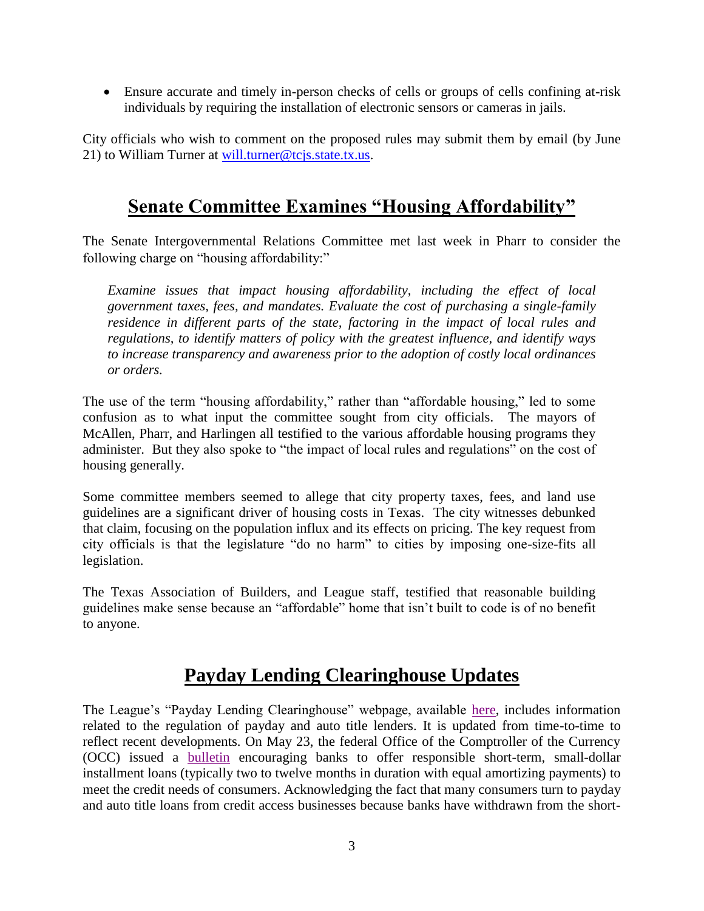- Ensure accurate and timely in-person checks of cells or groups of cells confining at-risk individuals by requiring the installation of electronic sensors or cameras in jails.

City officials who wish to comment on the proposed rules may submit them by email (by June 21) to William Turner at [will.turner@tcjs.state.tx.us](mailto:will.turner@tcjs.state.tx.us).

## Senate Committee Examines "Housing Affordability"

The Senate Intergovernmental Relations Committee met last week in Pharr to consider the following charge on "housing affordability:"

> *Examine issues that impact housing affordability, including the effect of local government taxes, fees, and mandates. Evaluate the cost of purchasing a single-family residence in different parts of the state, factoring in the impact of local rules and regulations, to identify matters of policy with the greatest influence, and identify ways to increase transparency and awareness prior to the adoption of costly local ordinances or orders.*

The use of the term "housing affordability," rather than "affordable housing," led to some confusion as to what input the committee sought from city officials. The mayors of McAllen, Pharr, and Harlingen all testified to the various affordable housing programs they administer. But they also spoke to "the impact of local rules and regulations" on the cost of housing generally.

Some committee members seemed to allege that city property taxes, fees, and land use guidelines are a significant driver of housing costs in Texas. The city witnesses debunked that claim, focusing on the population influx and its effects on pricing. The key request from city officials is that the legislature "do no harm" to cities by imposing one-size-fits all legislation.

The Texas Association of Builders, and League staff, testified that reasonable building guidelines make sense because an "affordable" home that isn't built to code is of no benefit to anyone.

## Payday Lending Clearinghouse Updates

The League's "Payday Lending Clearinghouse" webpage, available here, includes information related to the regulation of payday and auto title lenders. It is updated from time-to-time to reflect recent developments. On May 23, the federal Office of the Comptroller of the Currency (OCC) issued a bulletin encouraging banks to offer responsible short-term, small-dollar installment loans (typically two to twelve months in duration with equal amortizing payments) to meet the credit needs of consumers. Acknowledging the fact that many consumers turn to payday and auto title loans from credit access businesses because banks have withdrawn from the short-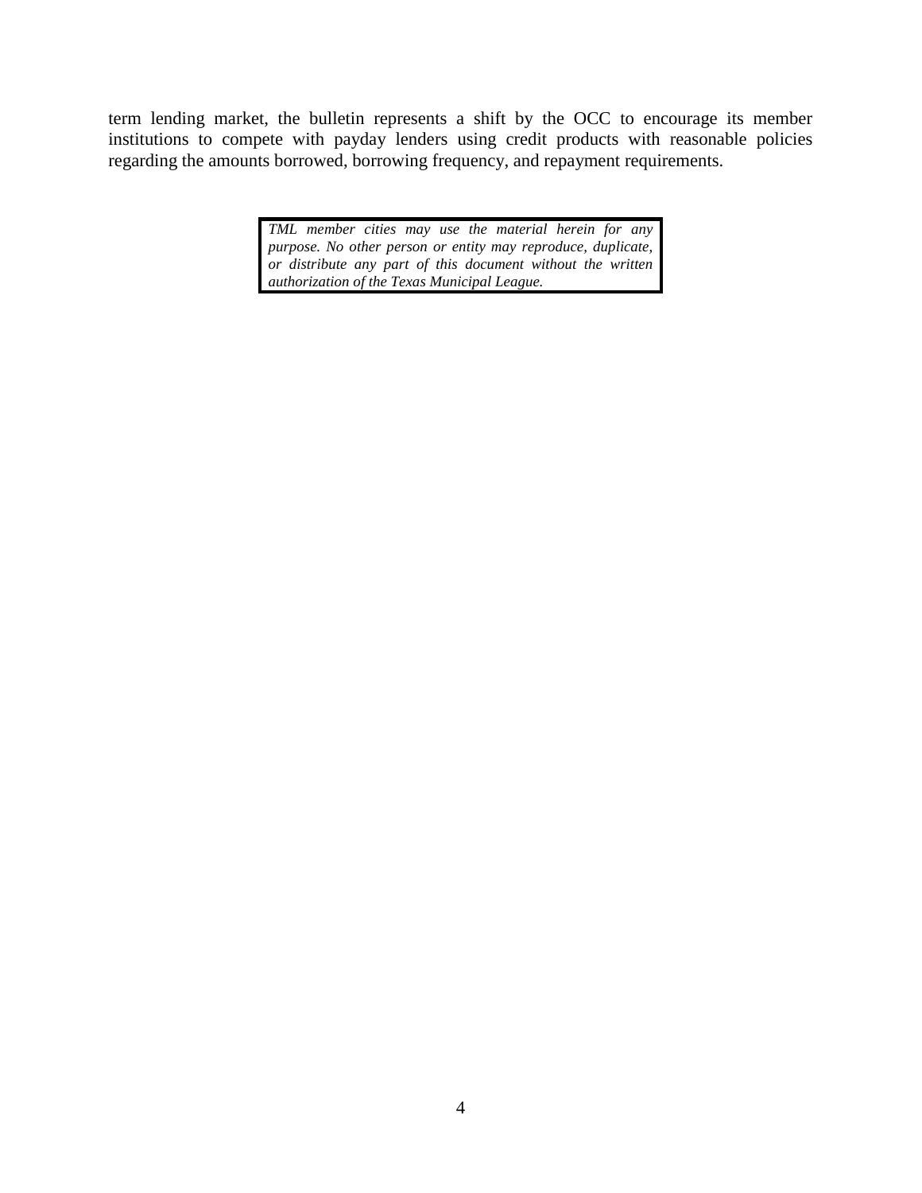term lending market, the bulletin represents a shift by the OCC to encourage its member institutions to compete with payday lenders using credit products with reasonable policies regarding the amounts borrowed, borrowing frequency, and repayment requirements.

*TML member cities may use the material herein for any purpose. No other person or entity may reproduce, duplicate, or distribute any part of this document without the written authorization of the Texas Municipal League.*